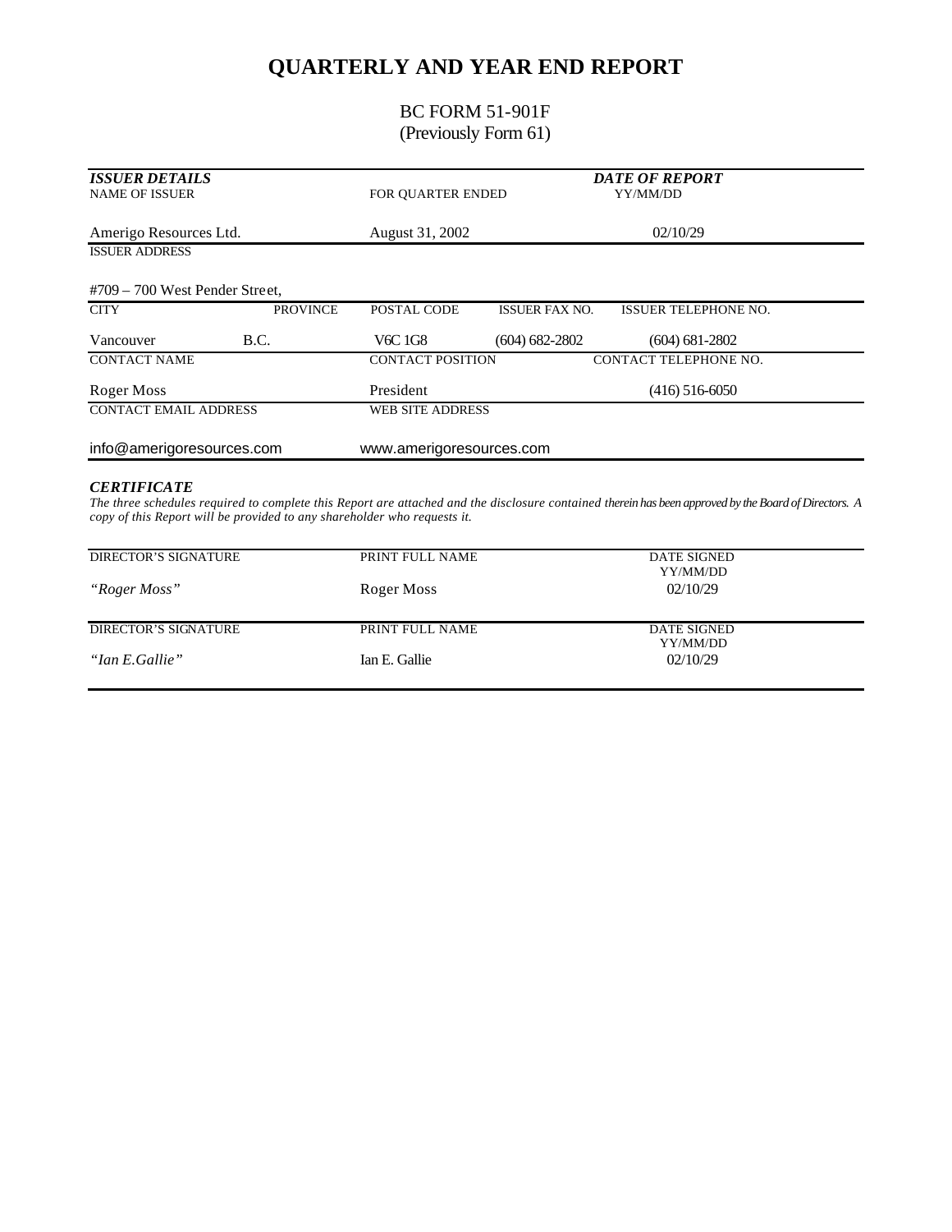# QUARTERLY AND YEAR END REPORT

BC FORM 51-901F
(Previously Form 61)

| ***ISSUER DETAILS*** | | | | ***DATE OF REPORT*** |
|---|---|---|---|---|
| NAME OF ISSUER | | FOR QUARTER ENDED | | YY/MM/DD |
| Amerigo Resources Ltd. | | August 31, 2002 | | 02/10/29 |
| ISSUER ADDRESS | | | | |
| #709 – 700 West Pender Street, | | | | |
| CITY | PROVINCE | POSTAL CODE | ISSUER FAX NO. | ISSUER TELEPHONE NO. |
| Vancouver | B.C. | V6C 1G8 | (604) 682-2802 | (604) 681-2802 |
| CONTACT NAME | | CONTACT POSITION | | CONTACT TELEPHONE NO. |
| Roger Moss | | President | | (416) 516-6050 |
| CONTACT EMAIL ADDRESS | | WEB SITE ADDRESS | | |
| info@amerigoresources.com | | www.amerigoresources.com | | |

***CERTIFICATE***

*The three schedules required to complete this Report are attached and the disclosure contained therein has been approved by the Board of Directors. A copy of this Report will be provided to any shareholder who requests it.*

| DIRECTOR'S SIGNATURE | PRINT FULL NAME | DATE SIGNED YY/MM/DD |
|---|---|---|
| *"Roger Moss"* | Roger Moss | 02/10/29 |
| DIRECTOR'S SIGNATURE | PRINT FULL NAME | DATE SIGNED YY/MM/DD |
| *"Ian E.Gallie"* | Ian E. Gallie | 02/10/29 |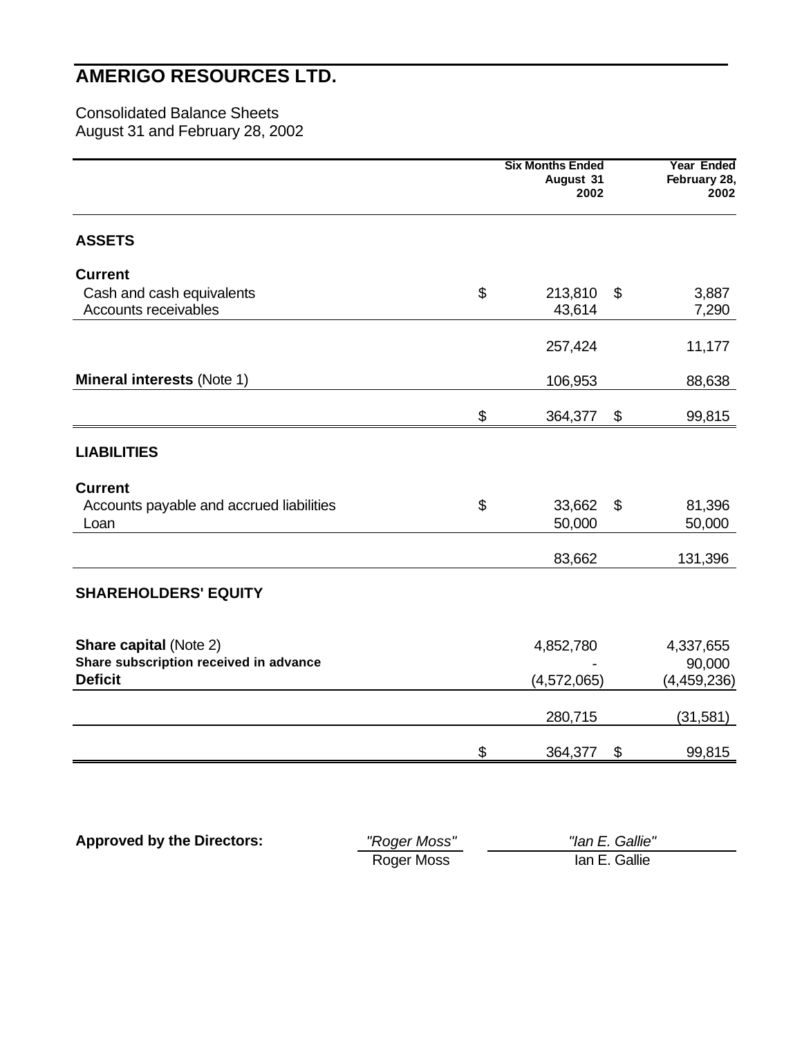# AMERIGO RESOURCES LTD.

Consolidated Balance Sheets
August 31 and February 28, 2002

| | Six Months Ended August 31 2002 | Year Ended February 28, 2002 |
|---|---|---|
| **ASSETS** | | |
| **Current** | | |
| Cash and cash equivalents | $ 213,810 | $ 3,887 |
| Accounts receivables | 43,614 | 7,290 |
| | 257,424 | 11,177 |
| **Mineral interests** (Note 1) | 106,953 | 88,638 |
| | $ 364,377 | $ 99,815 |
| **LIABILITIES** | | |
| **Current** | | |
| Accounts payable and accrued liabilities | $ 33,662 | $ 81,396 |
| Loan | 50,000 | 50,000 |
| | 83,662 | 131,396 |
| **SHAREHOLDERS' EQUITY** | | |
| **Share capital** (Note 2) | 4,852,780 | 4,337,655 |
| **Share subscription received in advance** | - | 90,000 |
| **Deficit** | (4,572,065) | (4,459,236) |
| | 280,715 | (31,581) |
| | $ 364,377 | $ 99,815 |

**Approved by the Directors:**

*"Roger Moss"*
Roger Moss

*"Ian E. Gallie"*
Ian E. Gallie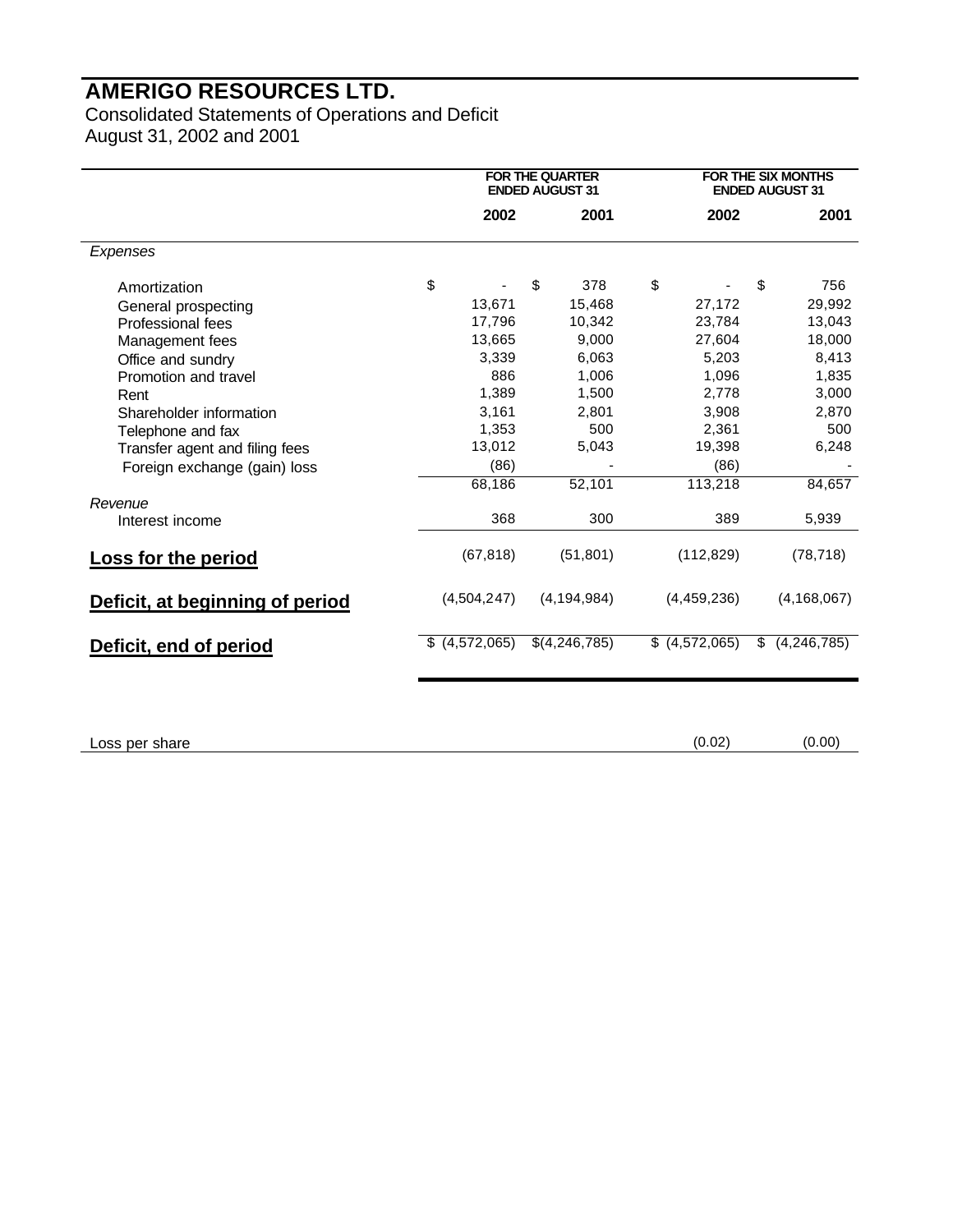# AMERIGO RESOURCES LTD.

Consolidated Statements of Operations and Deficit
August 31, 2002 and 2001

| | FOR THE QUARTER ENDED AUGUST 31 | | FOR THE SIX MONTHS ENDED AUGUST 31 | |
|---|---|---|---|---|
| | **2002** | **2001** | **2002** | **2001** |
| *Expenses* | | | | |
| Amortization | $ - | $ 378 | $ - | $ 756 |
| General prospecting | 13,671 | 15,468 | 27,172 | 29,992 |
| Professional fees | 17,796 | 10,342 | 23,784 | 13,043 |
| Management fees | 13,665 | 9,000 | 27,604 | 18,000 |
| Office and sundry | 3,339 | 6,063 | 5,203 | 8,413 |
| Promotion and travel | 886 | 1,006 | 1,096 | 1,835 |
| Rent | 1,389 | 1,500 | 2,778 | 3,000 |
| Shareholder information | 3,161 | 2,801 | 3,908 | 2,870 |
| Telephone and fax | 1,353 | 500 | 2,361 | 500 |
| Transfer agent and filing fees | 13,012 | 5,043 | 19,398 | 6,248 |
| Foreign exchange (gain) loss | (86) | - | (86) | - |
| | 68,186 | 52,101 | 113,218 | 84,657 |
| *Revenue* | | | | |
| Interest income | 368 | 300 | 389 | 5,939 |
| **Loss for the period** | (67,818) | (51,801) | (112,829) | (78,718) |
| **Deficit, at beginning of period** | (4,504,247) | (4,194,984) | (4,459,236) | (4,168,067) |
| **Deficit, end of period** | $ (4,572,065) | $(4,246,785) | $ (4,572,065) | $ (4,246,785) |
| | | | | |
| Loss per share | | | (0.02) | (0.00) |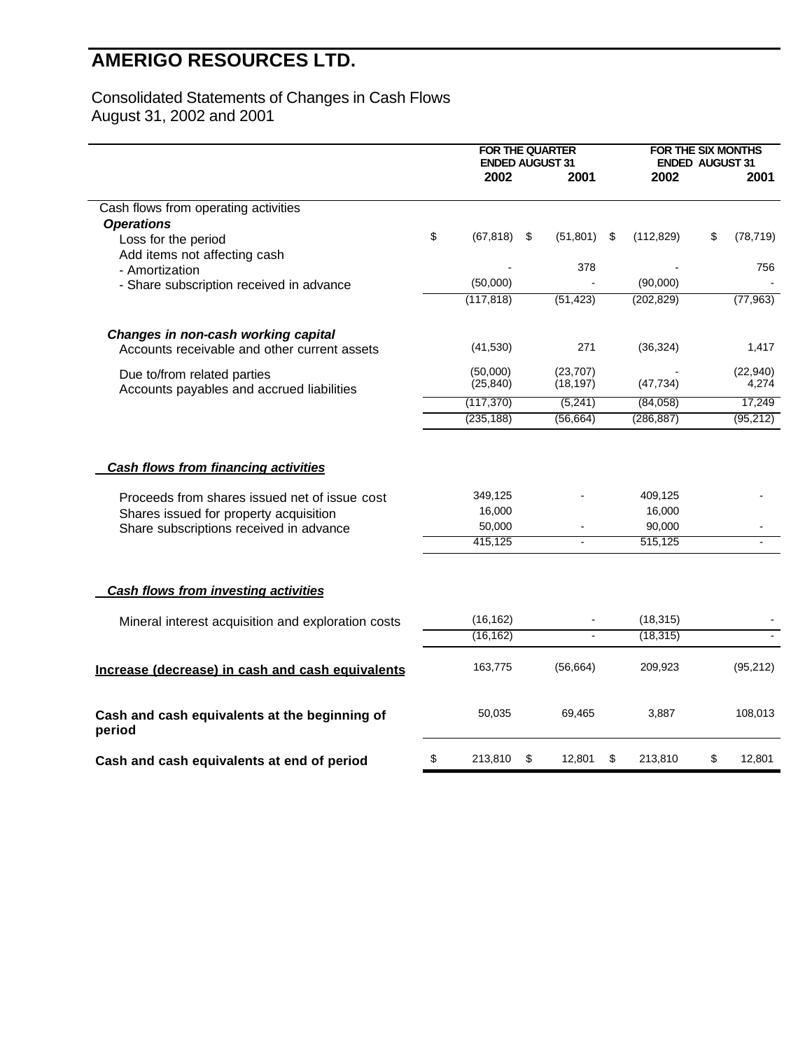# AMERIGO RESOURCES LTD.

Consolidated Statements of Changes in Cash Flows
August 31, 2002 and 2001

| | FOR THE QUARTER ENDED AUGUST 31 | | FOR THE SIX MONTHS ENDED AUGUST 31 | |
|---|---|---|---|---|
| | 2002 | 2001 | 2002 | 2001 |
| Cash flows from operating activities | | | | |
| ***Operations*** | | | | |
| Loss for the period | $ (67,818) | $ (51,801) | $ (112,829) | $ (78,719) |
| Add items not affecting cash | | | | |
| - Amortization | - | 378 | - | 756 |
| - Share subscription received in advance | (50,000) | - | (90,000) | - |
| | (117,818) | (51,423) | (202,829) | (77,963) |
| ***Changes in non-cash working capital*** | | | | |
| Accounts receivable and other current assets | (41,530) | 271 | (36,324) | 1,417 |
| Due to/from related parties | (50,000) | (23,707) | - | (22,940) |
| Accounts payables and accrued liabilities | (25,840) | (18,197) | (47,734) | 4,274 |
| | (117,370) | (5,241) | (84,058) | 17,249 |
| | (235,188) | (56,664) | (286,887) | (95,212) |
| ***Cash flows from financing activities*** | | | | |
| Proceeds from shares issued net of issue cost | 349,125 | - | 409,125 | - |
| Shares issued for property acquisition | 16,000 | | 16,000 | |
| Share subscriptions received in advance | 50,000 | - | 90,000 | - |
| | 415,125 | - | 515,125 | - |
| ***Cash flows from investing activities*** | | | | |
| Mineral interest acquisition and exploration costs | (16,162) | - | (18,315) | - |
| | (16,162) | - | (18,315) | - |
| **Increase (decrease) in cash and cash equivalents** | 163,775 | (56,664) | 209,923 | (95,212) |
| **Cash and cash equivalents at the beginning of period** | 50,035 | 69,465 | 3,887 | 108,013 |
| **Cash and cash equivalents at end of period** | $ 213,810 | $ 12,801 | $ 213,810 | $ 12,801 |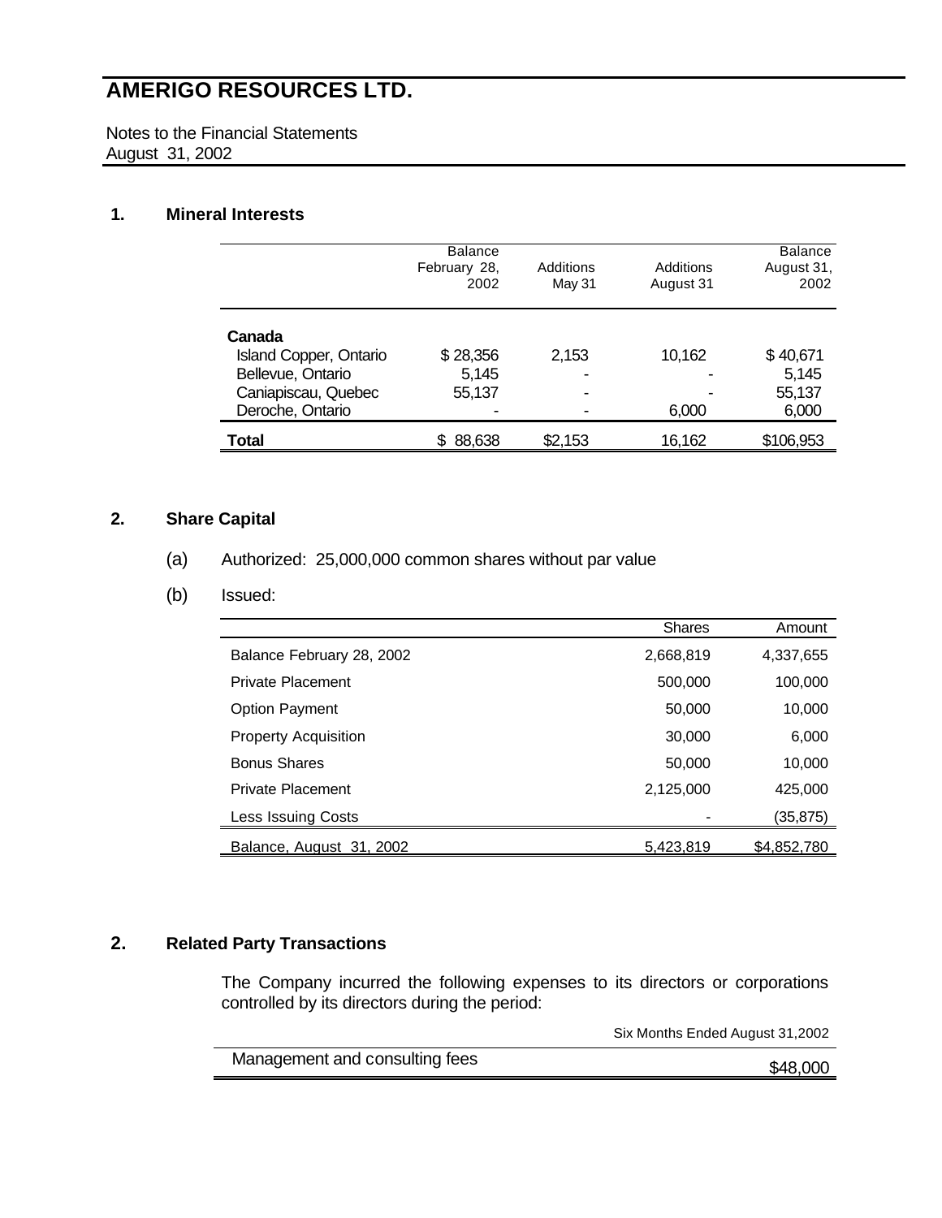# AMERIGO RESOURCES LTD.

Notes to the Financial Statements
August 31, 2002

## 1. Mineral Interests

| | Balance February 28, 2002 | Additions May 31 | Additions August 31 | Balance August 31, 2002 |
|---|---|---|---|---|
| **Canada** | | | | |
| Island Copper, Ontario | $ 28,356 | 2,153 | 10,162 | $ 40,671 |
| Bellevue, Ontario | 5,145 | - | - | 5,145 |
| Caniapiscau, Quebec | 55,137 | - | - | 55,137 |
| Deroche, Ontario | - | - | 6,000 | 6,000 |
| **Total** | $ 88,638 | $2,153 | 16,162 | $106,953 |

## 2. Share Capital

(a) Authorized: 25,000,000 common shares without par value

(b) Issued:

| | Shares | Amount |
|---|---|---|
| Balance February 28, 2002 | 2,668,819 | 4,337,655 |
| Private Placement | 500,000 | 100,000 |
| Option Payment | 50,000 | 10,000 |
| Property Acquisition | 30,000 | 6,000 |
| Bonus Shares | 50,000 | 10,000 |
| Private Placement | 2,125,000 | 425,000 |
| Less Issuing Costs | - | (35,875) |
| Balance, August 31, 2002 | 5,423,819 | $4,852,780 |

## 2. Related Party Transactions

The Company incurred the following expenses to its directors or corporations controlled by its directors during the period:

| | Six Months Ended August 31,2002 |
|---|---|
| Management and consulting fees | $48,000 |